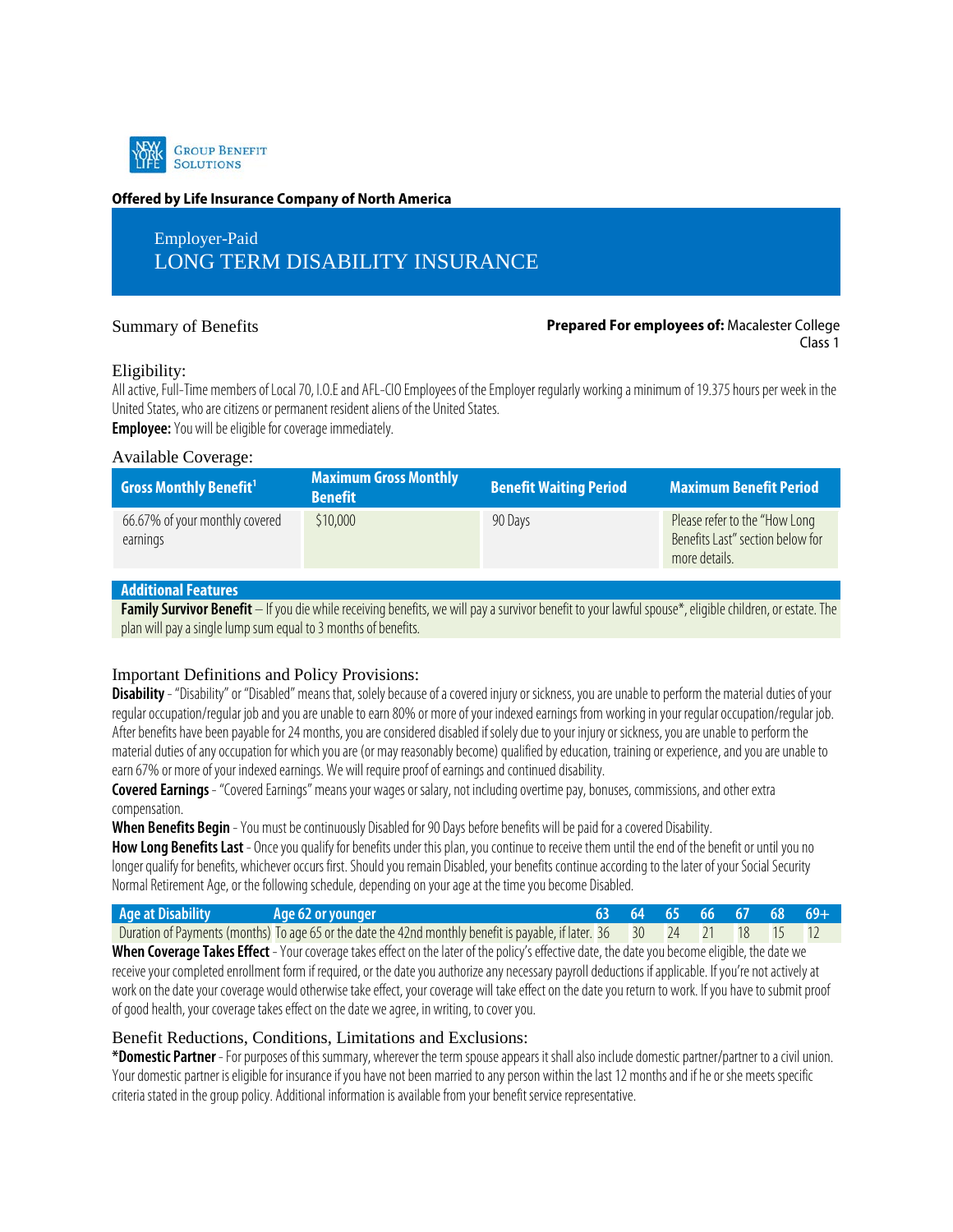New York Life Group Benefit Solutions

**Offered by Life Insurance Company of North America**

# Employer-Paid
# LONG TERM DISABILITY INSURANCE

## Summary of Benefits

**Prepared For employees of:** Macalester College
Class 1

## Eligibility:

All active, Full-Time members of Local 70, I.O.E and AFL-CIO Employees of the Employer regularly working a minimum of 19.375 hours per week in the United States, who are citizens or permanent resident aliens of the United States.

**Employee:** You will be eligible for coverage immediately.

## Available Coverage:

| Gross Monthly Benefit[1] | Maximum Gross Monthly Benefit | Benefit Waiting Period | Maximum Benefit Period |
|---|---|---|---|
| 66.67% of your monthly covered earnings | $10,000 | 90 Days | Please refer to the "How Long Benefits Last" section below for more details. |

**Additional Features**

**Family Survivor Benefit** – If you die while receiving benefits, we will pay a survivor benefit to your lawful spouse*, eligible children, or estate. The plan will pay a single lump sum equal to 3 months of benefits.

## Important Definitions and Policy Provisions:

**Disability** - "Disability" or "Disabled" means that, solely because of a covered injury or sickness, you are unable to perform the material duties of your regular occupation/regular job and you are unable to earn 80% or more of your indexed earnings from working in your regular occupation/regular job. After benefits have been payable for 24 months, you are considered disabled if solely due to your injury or sickness, you are unable to perform the material duties of any occupation for which you are (or may reasonably become) qualified by education, training or experience, and you are unable to earn 67% or more of your indexed earnings. We will require proof of earnings and continued disability.

**Covered Earnings** - "Covered Earnings" means your wages or salary, not including overtime pay, bonuses, commissions, and other extra compensation.

**When Benefits Begin** - You must be continuously Disabled for 90 Days before benefits will be paid for a covered Disability.

**How Long Benefits Last** - Once you qualify for benefits under this plan, you continue to receive them until the end of the benefit or until you no longer qualify for benefits, whichever occurs first. Should you remain Disabled, your benefits continue according to the later of your Social Security Normal Retirement Age, or the following schedule, depending on your age at the time you become Disabled.

| Age at Disability | Age 62 or younger | 63 | 64 | 65 | 66 | 67 | 68 | 69+ |
|---|---|---|---|---|---|---|---|---|
| Duration of Payments (months) | To age 65 or the date the 42nd monthly benefit is payable, if later. | 36 | 30 | 24 | 21 | 18 | 15 | 12 |

**When Coverage Takes Effect** - Your coverage takes effect on the later of the policy's effective date, the date you become eligible, the date we receive your completed enrollment form if required, or the date you authorize any necessary payroll deductions if applicable. If you're not actively at work on the date your coverage would otherwise take effect, your coverage will take effect on the date you return to work. If you have to submit proof of good health, your coverage takes effect on the date we agree, in writing, to cover you.

## Benefit Reductions, Conditions, Limitations and Exclusions:

**\*Domestic Partner** - For purposes of this summary, wherever the term spouse appears it shall also include domestic partner/partner to a civil union. Your domestic partner is eligible for insurance if you have not been married to any person within the last 12 months and if he or she meets specific criteria stated in the group policy. Additional information is available from your benefit service representative.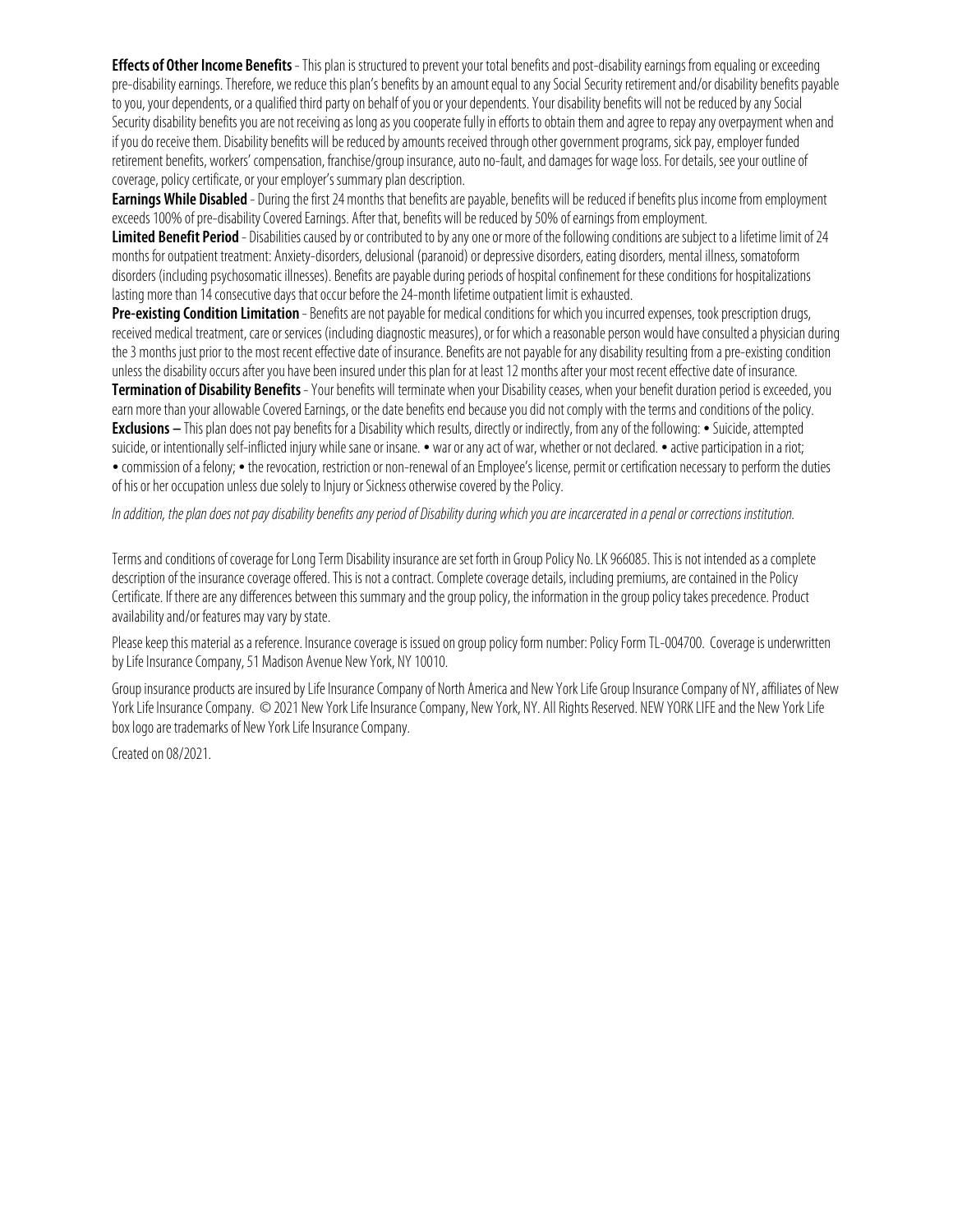**Effects of Other Income Benefits** - This plan is structured to prevent your total benefits and post-disability earnings from equaling or exceeding pre-disability earnings. Therefore, we reduce this plan's benefits by an amount equal to any Social Security retirement and/or disability benefits payable to you, your dependents, or a qualified third party on behalf of you or your dependents. Your disability benefits will not be reduced by any Social Security disability benefits you are not receiving as long as you cooperate fully in efforts to obtain them and agree to repay any overpayment when and if you do receive them. Disability benefits will be reduced by amounts received through other government programs, sick pay, employer funded retirement benefits, workers' compensation, franchise/group insurance, auto no-fault, and damages for wage loss. For details, see your outline of coverage, policy certificate, or your employer's summary plan description.

**Earnings While Disabled** - During the first 24 months that benefits are payable, benefits will be reduced if benefits plus income from employment exceeds 100% of pre-disability Covered Earnings. After that, benefits will be reduced by 50% of earnings from employment.

**Limited Benefit Period** - Disabilities caused by or contributed to by any one or more of the following conditions are subject to a lifetime limit of 24 months for outpatient treatment: Anxiety-disorders, delusional (paranoid) or depressive disorders, eating disorders, mental illness, somatoform disorders (including psychosomatic illnesses). Benefits are payable during periods of hospital confinement for these conditions for hospitalizations lasting more than 14 consecutive days that occur before the 24-month lifetime outpatient limit is exhausted.

**Pre-existing Condition Limitation** - Benefits are not payable for medical conditions for which you incurred expenses, took prescription drugs, received medical treatment, care or services (including diagnostic measures), or for which a reasonable person would have consulted a physician during the 3 months just prior to the most recent effective date of insurance. Benefits are not payable for any disability resulting from a pre-existing condition unless the disability occurs after you have been insured under this plan for at least 12 months after your most recent effective date of insurance.

**Termination of Disability Benefits** - Your benefits will terminate when your Disability ceases, when your benefit duration period is exceeded, you earn more than your allowable Covered Earnings, or the date benefits end because you did not comply with the terms and conditions of the policy.

**Exclusions –** This plan does not pay benefits for a Disability which results, directly or indirectly, from any of the following: • Suicide, attempted suicide, or intentionally self-inflicted injury while sane or insane. • war or any act of war, whether or not declared. • active participation in a riot; • commission of a felony; • the revocation, restriction or non-renewal of an Employee's license, permit or certification necessary to perform the duties of his or her occupation unless due solely to Injury or Sickness otherwise covered by the Policy.

*In addition, the plan does not pay disability benefits any period of Disability during which you are incarcerated in a penal or corrections institution.*

Terms and conditions of coverage for Long Term Disability insurance are set forth in Group Policy No. LK 966085. This is not intended as a complete description of the insurance coverage offered. This is not a contract. Complete coverage details, including premiums, are contained in the Policy Certificate. If there are any differences between this summary and the group policy, the information in the group policy takes precedence. Product availability and/or features may vary by state.

Please keep this material as a reference. Insurance coverage is issued on group policy form number: Policy Form TL-004700. Coverage is underwritten by Life Insurance Company, 51 Madison Avenue New York, NY 10010.

Group insurance products are insured by Life Insurance Company of North America and New York Life Group Insurance Company of NY, affiliates of New York Life Insurance Company. © 2021 New York Life Insurance Company, New York, NY. All Rights Reserved. NEW YORK LIFE and the New York Life box logo are trademarks of New York Life Insurance Company.

Created on 08/2021.